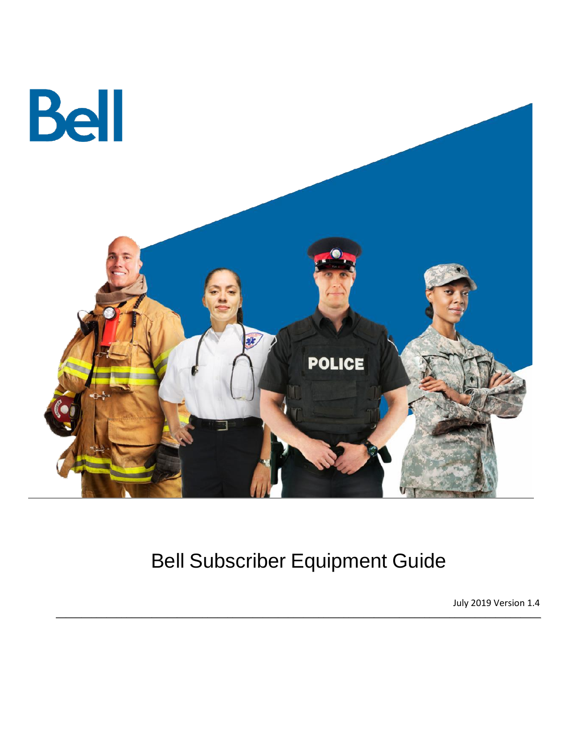Bell

# Bell Subscriber Equipment Guide

July 2019 Version 1.4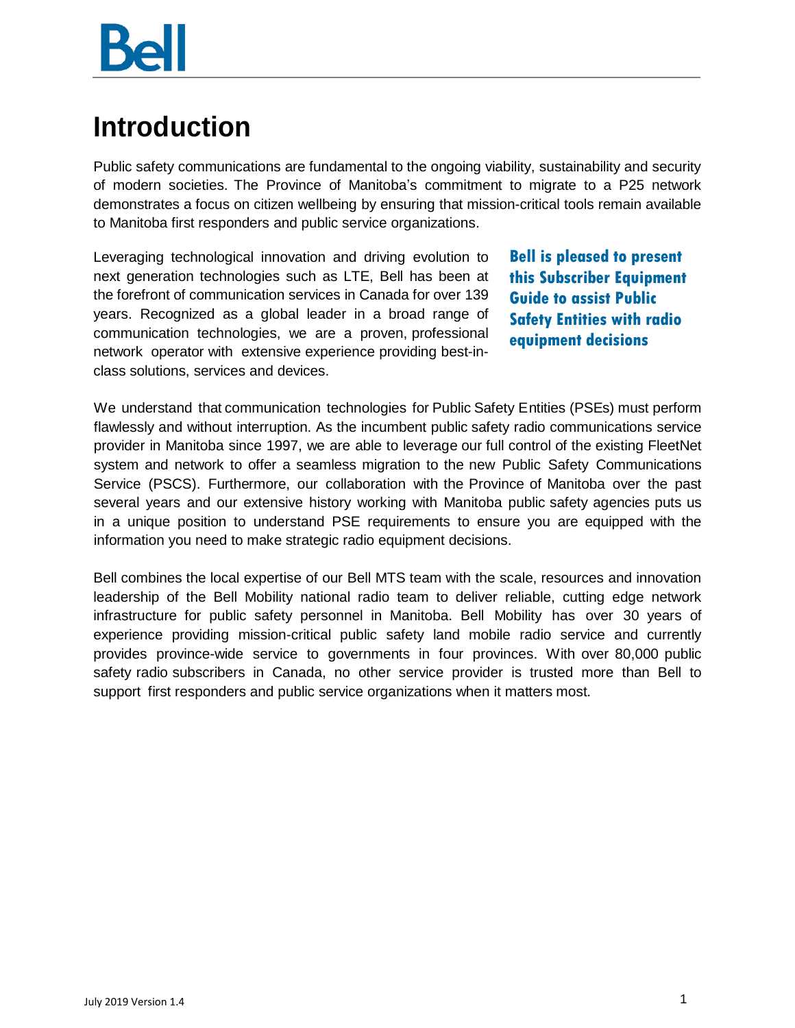# Introduction

Public safety communications are fundamental to the ongoing viability, sustainability and security of modern societies. The Province of Manitoba's commitment to migrate to a P25 network demonstrates a focus on citizen wellbeing by ensuring that mission-critical tools remain available to Manitoba first responders and public service organizations.

Leveraging technological innovation and driving evolution to next generation technologies such as LTE, Bell has been at the forefront of communication services in Canada for over 139 years. Recognized as a global leader in a broad range of communication technologies, we are a proven, professional network operator with extensive experience providing best-in-class solutions, services and devices.

**Bell is pleased to present this Subscriber Equipment Guide to assist Public Safety Entities with radio equipment decisions**

We understand that communication technologies for Public Safety Entities (PSEs) must perform flawlessly and without interruption. As the incumbent public safety radio communications service provider in Manitoba since 1997, we are able to leverage our full control of the existing FleetNet system and network to offer a seamless migration to the new Public Safety Communications Service (PSCS). Furthermore, our collaboration with the Province of Manitoba over the past several years and our extensive history working with Manitoba public safety agencies puts us in a unique position to understand PSE requirements to ensure you are equipped with the information you need to make strategic radio equipment decisions.

Bell combines the local expertise of our Bell MTS team with the scale, resources and innovation leadership of the Bell Mobility national radio team to deliver reliable, cutting edge network infrastructure for public safety personnel in Manitoba. Bell Mobility has over 30 years of experience providing mission-critical public safety land mobile radio service and currently provides province-wide service to governments in four provinces. With over 80,000 public safety radio subscribers in Canada, no other service provider is trusted more than Bell to support first responders and public service organizations when it matters most.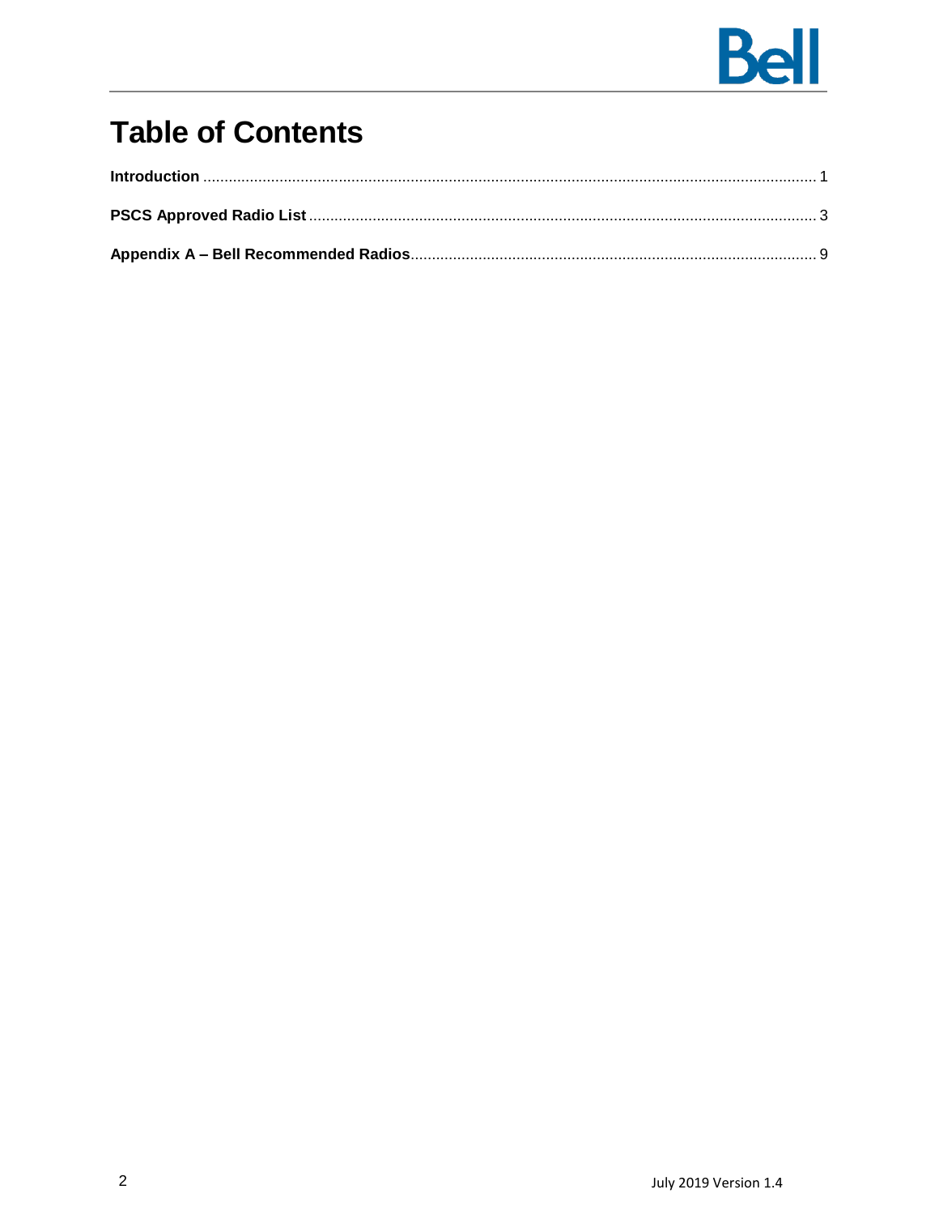# Table of Contents

**Introduction** ............................................................................................................................................. 1

**PSCS Approved Radio List** ...................................................................................................................... 3

**Appendix A – Bell Recommended Radios**.............................................................................................. 9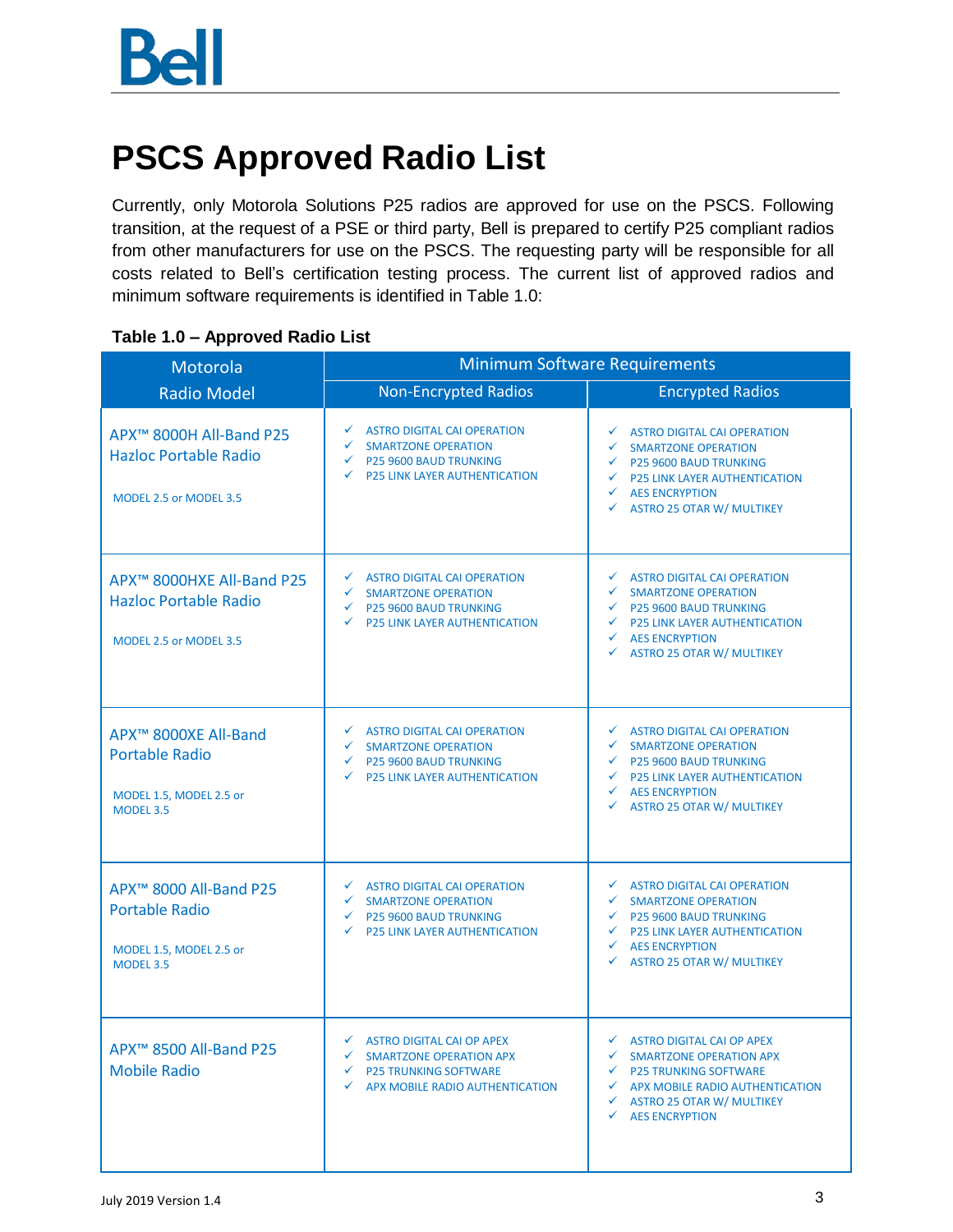# PSCS Approved Radio List

Currently, only Motorola Solutions P25 radios are approved for use on the PSCS. Following transition, at the request of a PSE or third party, Bell is prepared to certify P25 compliant radios from other manufacturers for use on the PSCS. The requesting party will be responsible for all costs related to Bell's certification testing process. The current list of approved radios and minimum software requirements is identified in Table 1.0:

**Table 1.0 – Approved Radio List**

| Motorola Radio Model | Minimum Software Requirements | |
|---|---|---|
| | Non-Encrypted Radios | Encrypted Radios |
| APX™ 8000H All-Band P25 Hazloc Portable Radio<br><br>MODEL 2.5 or MODEL 3.5 | ✓ ASTRO DIGITAL CAI OPERATION<br>✓ SMARTZONE OPERATION<br>✓ P25 9600 BAUD TRUNKING<br>✓ P25 LINK LAYER AUTHENTICATION | ✓ ASTRO DIGITAL CAI OPERATION<br>✓ SMARTZONE OPERATION<br>✓ P25 9600 BAUD TRUNKING<br>✓ P25 LINK LAYER AUTHENTICATION<br>✓ AES ENCRYPTION<br>✓ ASTRO 25 OTAR W/ MULTIKEY |
| APX™ 8000HXE All-Band P25 Hazloc Portable Radio<br><br>MODEL 2.5 or MODEL 3.5 | ✓ ASTRO DIGITAL CAI OPERATION<br>✓ SMARTZONE OPERATION<br>✓ P25 9600 BAUD TRUNKING<br>✓ P25 LINK LAYER AUTHENTICATION | ✓ ASTRO DIGITAL CAI OPERATION<br>✓ SMARTZONE OPERATION<br>✓ P25 9600 BAUD TRUNKING<br>✓ P25 LINK LAYER AUTHENTICATION<br>✓ AES ENCRYPTION<br>✓ ASTRO 25 OTAR W/ MULTIKEY |
| APX™ 8000XE All-Band Portable Radio<br><br>MODEL 1.5, MODEL 2.5 or MODEL 3.5 | ✓ ASTRO DIGITAL CAI OPERATION<br>✓ SMARTZONE OPERATION<br>✓ P25 9600 BAUD TRUNKING<br>✓ P25 LINK LAYER AUTHENTICATION | ✓ ASTRO DIGITAL CAI OPERATION<br>✓ SMARTZONE OPERATION<br>✓ P25 9600 BAUD TRUNKING<br>✓ P25 LINK LAYER AUTHENTICATION<br>✓ AES ENCRYPTION<br>✓ ASTRO 25 OTAR W/ MULTIKEY |
| APX™ 8000 All-Band P25 Portable Radio<br><br>MODEL 1.5, MODEL 2.5 or MODEL 3.5 | ✓ ASTRO DIGITAL CAI OPERATION<br>✓ SMARTZONE OPERATION<br>✓ P25 9600 BAUD TRUNKING<br>✓ P25 LINK LAYER AUTHENTICATION | ✓ ASTRO DIGITAL CAI OPERATION<br>✓ SMARTZONE OPERATION<br>✓ P25 9600 BAUD TRUNKING<br>✓ P25 LINK LAYER AUTHENTICATION<br>✓ AES ENCRYPTION<br>✓ ASTRO 25 OTAR W/ MULTIKEY |
| APX™ 8500 All-Band P25 Mobile Radio | ✓ ASTRO DIGITAL CAI OP APEX<br>✓ SMARTZONE OPERATION APX<br>✓ P25 TRUNKING SOFTWARE<br>✓ APX MOBILE RADIO AUTHENTICATION | ✓ ASTRO DIGITAL CAI OP APEX<br>✓ SMARTZONE OPERATION APX<br>✓ P25 TRUNKING SOFTWARE<br>✓ APX MOBILE RADIO AUTHENTICATION<br>✓ ASTRO 25 OTAR W/ MULTIKEY<br>✓ AES ENCRYPTION |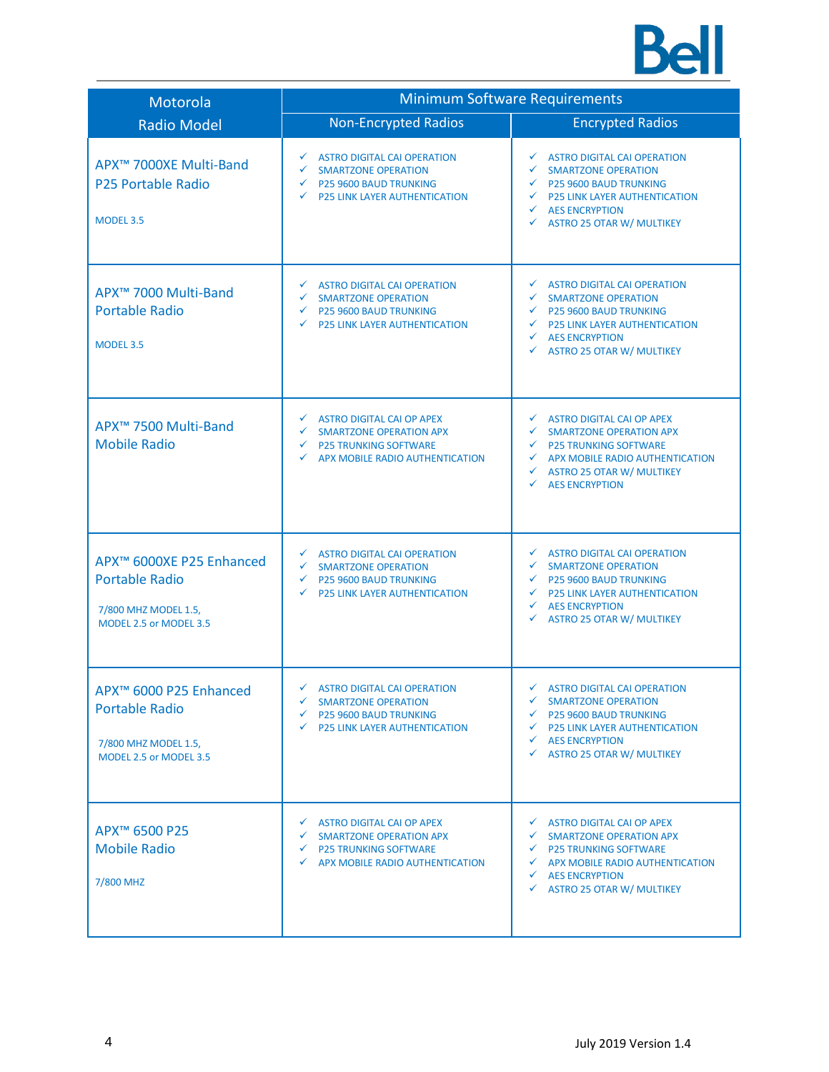| Motorola Radio Model | Minimum Software Requirements | |
|---|---|---|
| | Non-Encrypted Radios | Encrypted Radios |
| APX™ 7000XE Multi-Band P25 Portable Radio<br><br>MODEL 3.5 | ✓ ASTRO DIGITAL CAI OPERATION<br>✓ SMARTZONE OPERATION<br>✓ P25 9600 BAUD TRUNKING<br>✓ P25 LINK LAYER AUTHENTICATION | ✓ ASTRO DIGITAL CAI OPERATION<br>✓ SMARTZONE OPERATION<br>✓ P25 9600 BAUD TRUNKING<br>✓ P25 LINK LAYER AUTHENTICATION<br>✓ AES ENCRYPTION<br>✓ ASTRO 25 OTAR W/ MULTIKEY |
| APX™ 7000 Multi-Band Portable Radio<br><br>MODEL 3.5 | ✓ ASTRO DIGITAL CAI OPERATION<br>✓ SMARTZONE OPERATION<br>✓ P25 9600 BAUD TRUNKING<br>✓ P25 LINK LAYER AUTHENTICATION | ✓ ASTRO DIGITAL CAI OPERATION<br>✓ SMARTZONE OPERATION<br>✓ P25 9600 BAUD TRUNKING<br>✓ P25 LINK LAYER AUTHENTICATION<br>✓ AES ENCRYPTION<br>✓ ASTRO 25 OTAR W/ MULTIKEY |
| APX™ 7500 Multi-Band Mobile Radio | ✓ ASTRO DIGITAL CAI OP APEX<br>✓ SMARTZONE OPERATION APX<br>✓ P25 TRUNKING SOFTWARE<br>✓ APX MOBILE RADIO AUTHENTICATION | ✓ ASTRO DIGITAL CAI OP APEX<br>✓ SMARTZONE OPERATION APX<br>✓ P25 TRUNKING SOFTWARE<br>✓ APX MOBILE RADIO AUTHENTICATION<br>✓ ASTRO 25 OTAR W/ MULTIKEY<br>✓ AES ENCRYPTION |
| APX™ 6000XE P25 Enhanced Portable Radio<br><br>7/800 MHZ MODEL 1.5, MODEL 2.5 or MODEL 3.5 | ✓ ASTRO DIGITAL CAI OPERATION<br>✓ SMARTZONE OPERATION<br>✓ P25 9600 BAUD TRUNKING<br>✓ P25 LINK LAYER AUTHENTICATION | ✓ ASTRO DIGITAL CAI OPERATION<br>✓ SMARTZONE OPERATION<br>✓ P25 9600 BAUD TRUNKING<br>✓ P25 LINK LAYER AUTHENTICATION<br>✓ AES ENCRYPTION<br>✓ ASTRO 25 OTAR W/ MULTIKEY |
| APX™ 6000 P25 Enhanced Portable Radio<br><br>7/800 MHZ MODEL 1.5, MODEL 2.5 or MODEL 3.5 | ✓ ASTRO DIGITAL CAI OPERATION<br>✓ SMARTZONE OPERATION<br>✓ P25 9600 BAUD TRUNKING<br>✓ P25 LINK LAYER AUTHENTICATION | ✓ ASTRO DIGITAL CAI OPERATION<br>✓ SMARTZONE OPERATION<br>✓ P25 9600 BAUD TRUNKING<br>✓ P25 LINK LAYER AUTHENTICATION<br>✓ AES ENCRYPTION<br>✓ ASTRO 25 OTAR W/ MULTIKEY |
| APX™ 6500 P25 Mobile Radio<br><br>7/800 MHZ | ✓ ASTRO DIGITAL CAI OP APEX<br>✓ SMARTZONE OPERATION APX<br>✓ P25 TRUNKING SOFTWARE<br>✓ APX MOBILE RADIO AUTHENTICATION | ✓ ASTRO DIGITAL CAI OP APEX<br>✓ SMARTZONE OPERATION APX<br>✓ P25 TRUNKING SOFTWARE<br>✓ APX MOBILE RADIO AUTHENTICATION<br>✓ AES ENCRYPTION<br>✓ ASTRO 25 OTAR W/ MULTIKEY |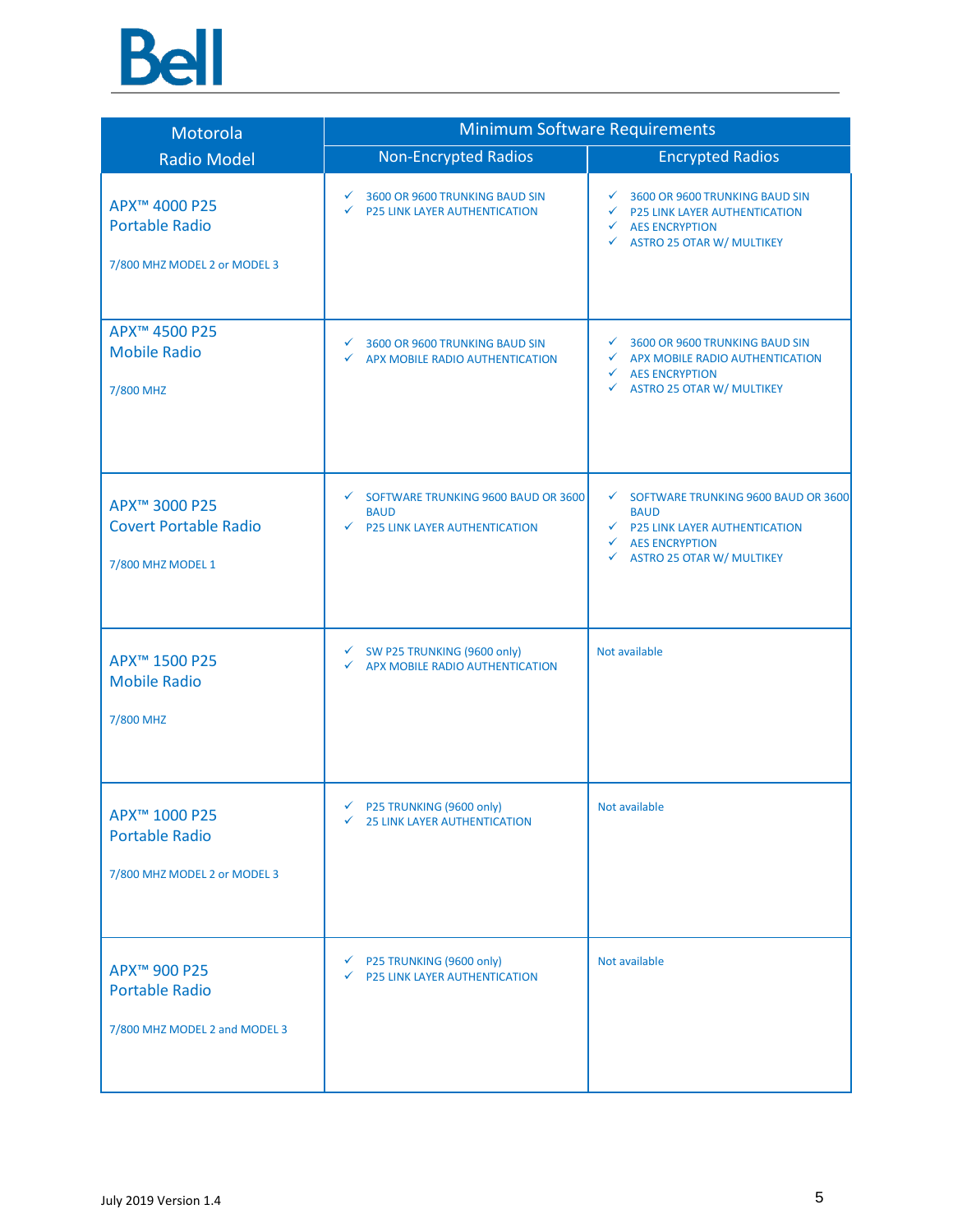| Motorola Radio Model | Minimum Software Requirements | |
|---|---|---|
| | Non-Encrypted Radios | Encrypted Radios |
| APX™ 4000 P25 Portable Radio<br><br>7/800 MHZ MODEL 2 or MODEL 3 | ✓ 3600 OR 9600 TRUNKING BAUD SIN<br>✓ P25 LINK LAYER AUTHENTICATION | ✓ 3600 OR 9600 TRUNKING BAUD SIN<br>✓ P25 LINK LAYER AUTHENTICATION<br>✓ AES ENCRYPTION<br>✓ ASTRO 25 OTAR W/ MULTIKEY |
| APX™ 4500 P25 Mobile Radio<br><br>7/800 MHZ | ✓ 3600 OR 9600 TRUNKING BAUD SIN<br>✓ APX MOBILE RADIO AUTHENTICATION | ✓ 3600 OR 9600 TRUNKING BAUD SIN<br>✓ APX MOBILE RADIO AUTHENTICATION<br>✓ AES ENCRYPTION<br>✓ ASTRO 25 OTAR W/ MULTIKEY |
| APX™ 3000 P25 Covert Portable Radio<br><br>7/800 MHZ MODEL 1 | ✓ SOFTWARE TRUNKING 9600 BAUD OR 3600 BAUD<br>✓ P25 LINK LAYER AUTHENTICATION | ✓ SOFTWARE TRUNKING 9600 BAUD OR 3600 BAUD<br>✓ P25 LINK LAYER AUTHENTICATION<br>✓ AES ENCRYPTION<br>✓ ASTRO 25 OTAR W/ MULTIKEY |
| APX™ 1500 P25 Mobile Radio<br><br>7/800 MHZ | ✓ SW P25 TRUNKING (9600 only)<br>✓ APX MOBILE RADIO AUTHENTICATION | Not available |
| APX™ 1000 P25 Portable Radio<br><br>7/800 MHZ MODEL 2 or MODEL 3 | ✓ P25 TRUNKING (9600 only)<br>✓ 25 LINK LAYER AUTHENTICATION | Not available |
| APX™ 900 P25 Portable Radio<br><br>7/800 MHZ MODEL 2 and MODEL 3 | ✓ P25 TRUNKING (9600 only)<br>✓ P25 LINK LAYER AUTHENTICATION | Not available |

July 2019 Version 1.4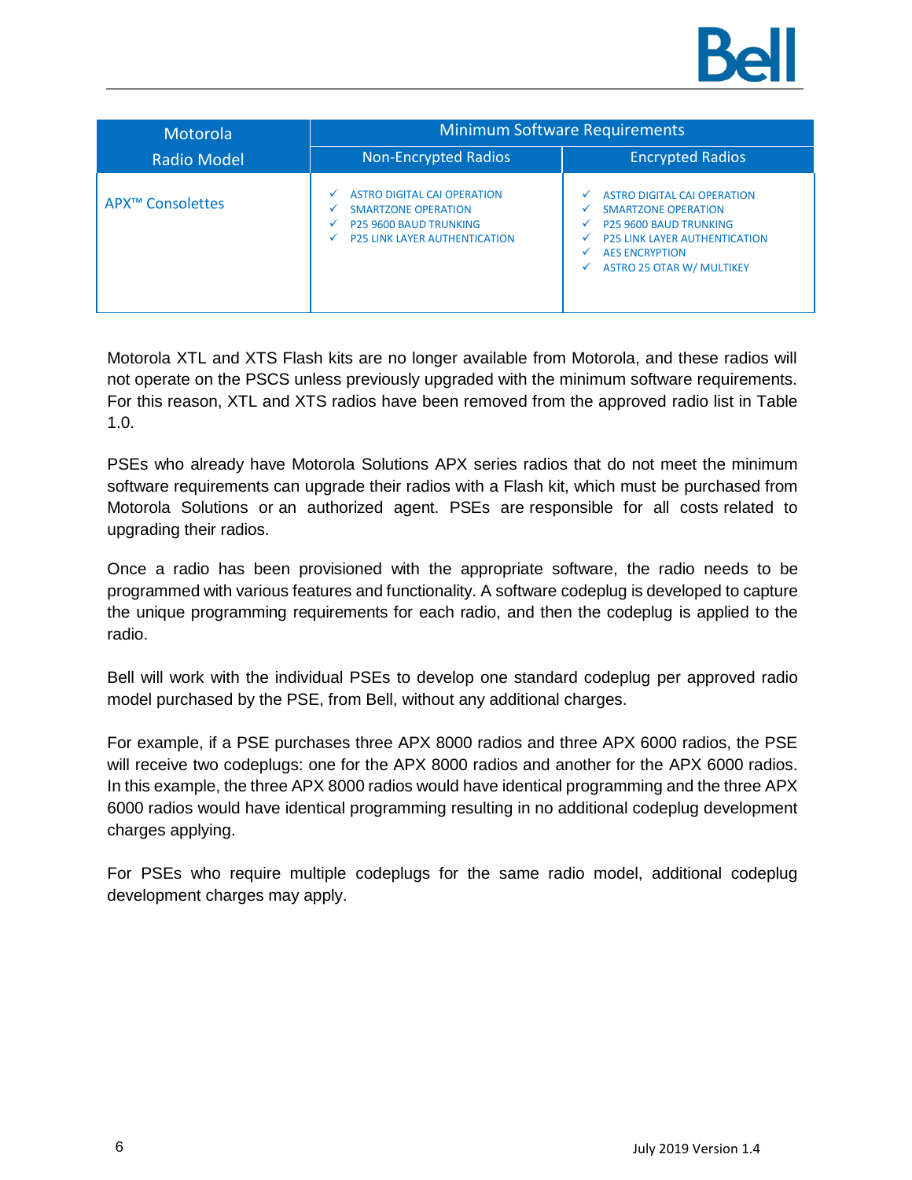| Motorola Radio Model | Minimum Software Requirements | |
|---|---|---|
| | Non-Encrypted Radios | Encrypted Radios |
| APX™ Consolettes | ✓ ASTRO DIGITAL CAI OPERATION<br>✓ SMARTZONE OPERATION<br>✓ P25 9600 BAUD TRUNKING<br>✓ P25 LINK LAYER AUTHENTICATION | ✓ ASTRO DIGITAL CAI OPERATION<br>✓ SMARTZONE OPERATION<br>✓ P25 9600 BAUD TRUNKING<br>✓ P25 LINK LAYER AUTHENTICATION<br>✓ AES ENCRYPTION<br>✓ ASTRO 25 OTAR W/ MULTIKEY |

Motorola XTL and XTS Flash kits are no longer available from Motorola, and these radios will not operate on the PSCS unless previously upgraded with the minimum software requirements. For this reason, XTL and XTS radios have been removed from the approved radio list in Table 1.0.

PSEs who already have Motorola Solutions APX series radios that do not meet the minimum software requirements can upgrade their radios with a Flash kit, which must be purchased from Motorola Solutions or an authorized agent. PSEs are responsible for all costs related to upgrading their radios.

Once a radio has been provisioned with the appropriate software, the radio needs to be programmed with various features and functionality. A software codeplug is developed to capture the unique programming requirements for each radio, and then the codeplug is applied to the radio.

Bell will work with the individual PSEs to develop one standard codeplug per approved radio model purchased by the PSE, from Bell, without any additional charges.

For example, if a PSE purchases three APX 8000 radios and three APX 6000 radios, the PSE will receive two codeplugs: one for the APX 8000 radios and another for the APX 6000 radios. In this example, the three APX 8000 radios would have identical programming and the three APX 6000 radios would have identical programming resulting in no additional codeplug development charges applying.

For PSEs who require multiple codeplugs for the same radio model, additional codeplug development charges may apply.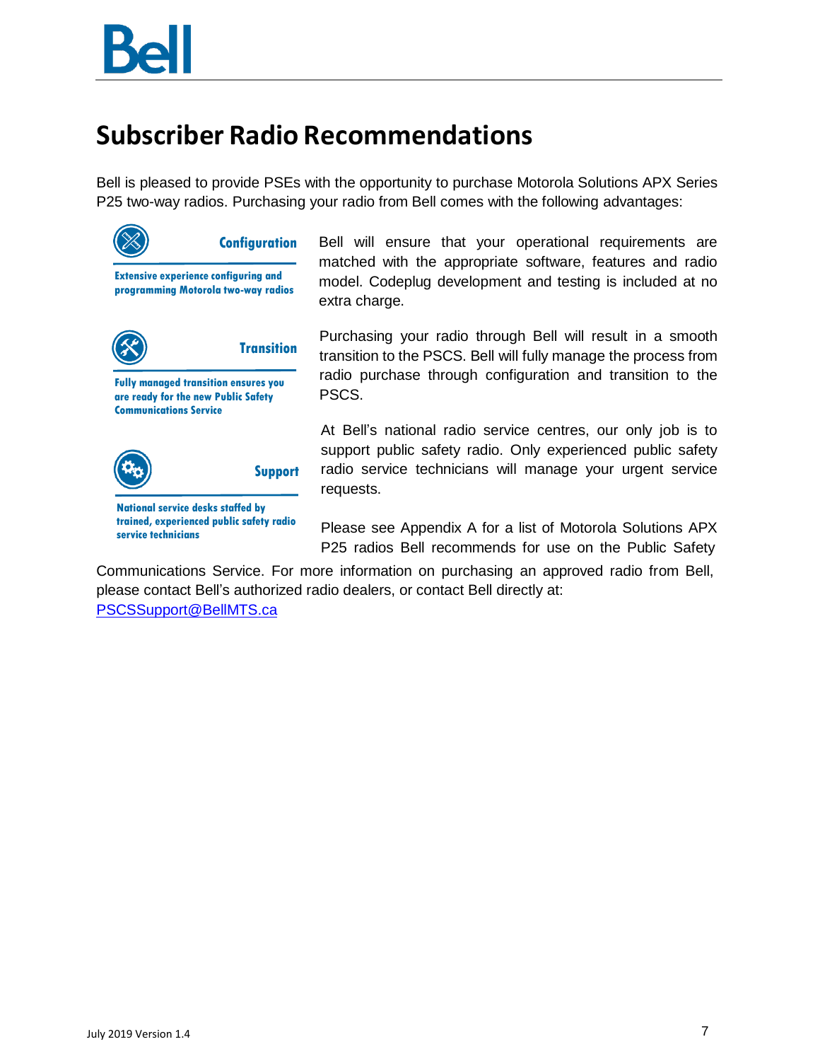# Subscriber Radio Recommendations

Bell is pleased to provide PSEs with the opportunity to purchase Motorola Solutions APX Series P25 two-way radios. Purchasing your radio from Bell comes with the following advantages:

**Configuration**

**Extensive experience configuring and programming Motorola two-way radios**

Bell will ensure that your operational requirements are matched with the appropriate software, features and radio model. Codeplug development and testing is included at no extra charge.

**Transition**

**Fully managed transition ensures you are ready for the new Public Safety Communications Service**

Purchasing your radio through Bell will result in a smooth transition to the PSCS. Bell will fully manage the process from radio purchase through configuration and transition to the PSCS.

**Support**

**National service desks staffed by trained, experienced public safety radio service technicians**

At Bell's national radio service centres, our only job is to support public safety radio. Only experienced public safety radio service technicians will manage your urgent service requests.

Please see Appendix A for a list of Motorola Solutions APX P25 radios Bell recommends for use on the Public Safety Communications Service. For more information on purchasing an approved radio from Bell, please contact Bell's authorized radio dealers, or contact Bell directly at: PSCSSupport@BellMTS.ca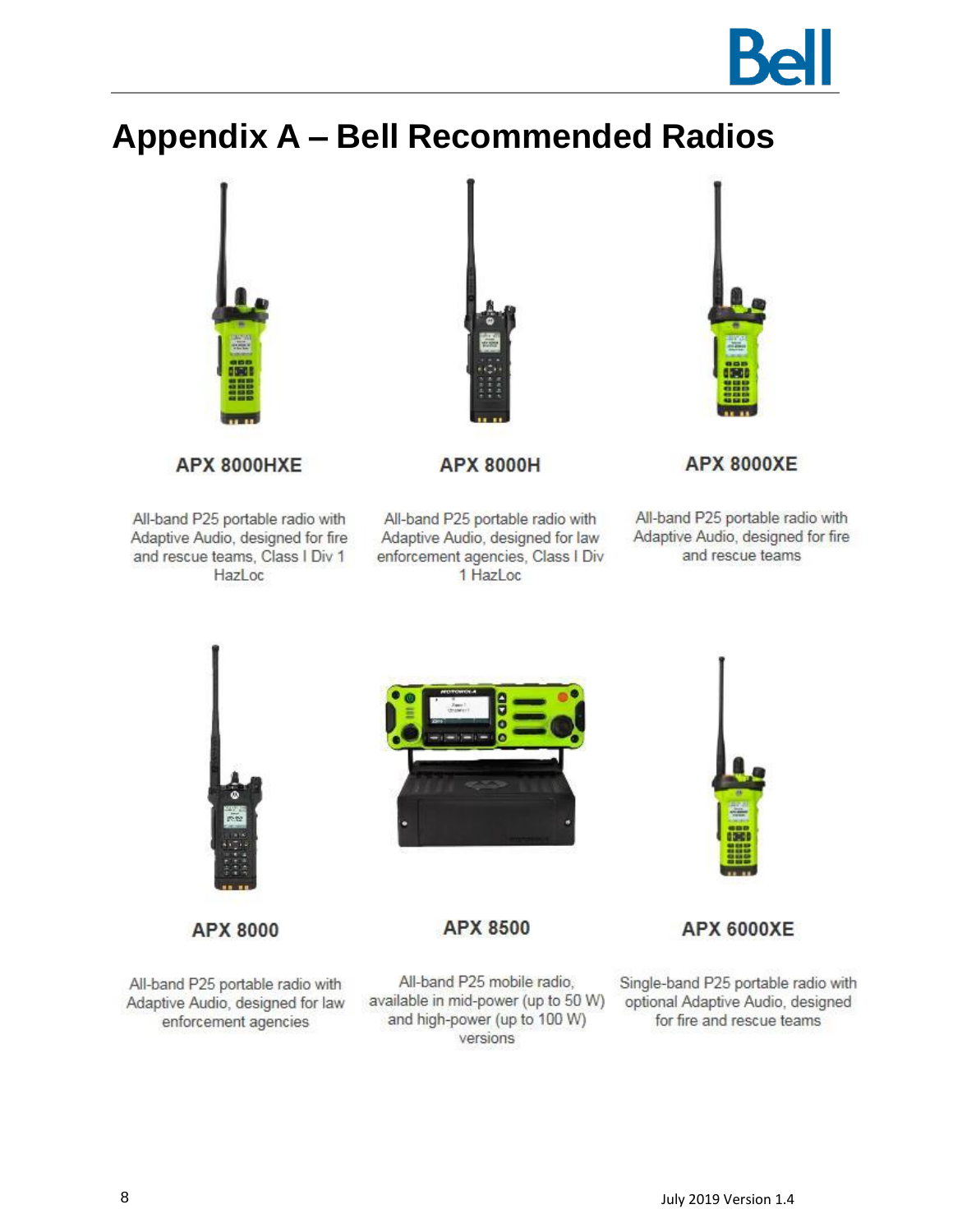# Appendix A – Bell Recommended Radios

**APX 8000HXE**

All-band P25 portable radio with Adaptive Audio, designed for fire and rescue teams, Class I Div 1 HazLoc

**APX 8000H**

All-band P25 portable radio with Adaptive Audio, designed for law enforcement agencies, Class I Div 1 HazLoc

**APX 8000XE**

All-band P25 portable radio with Adaptive Audio, designed for fire and rescue teams

**APX 8000**

All-band P25 portable radio with Adaptive Audio, designed for law enforcement agencies

**APX 8500**

All-band P25 mobile radio, available in mid-power (up to 50 W) and high-power (up to 100 W) versions

**APX 6000XE**

Single-band P25 portable radio with optional Adaptive Audio, designed for fire and rescue teams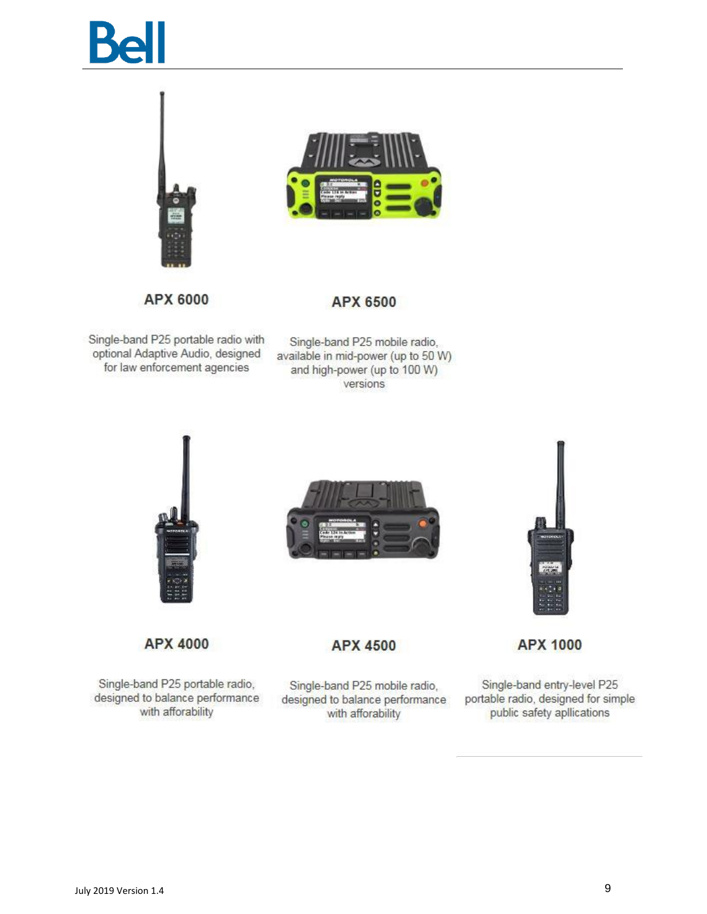**APX 6000**

Single-band P25 portable radio with optional Adaptive Audio, designed for law enforcement agencies

**APX 6500**

Single-band P25 mobile radio, available in mid-power (up to 50 W) and high-power (up to 100 W) versions

**APX 4000**

Single-band P25 portable radio, designed to balance performance with afforability

**APX 4500**

Single-band P25 mobile radio, designed to balance performance with affordability

**APX 1000**

Single-band entry-level P25 portable radio, designed for simple public safety apllications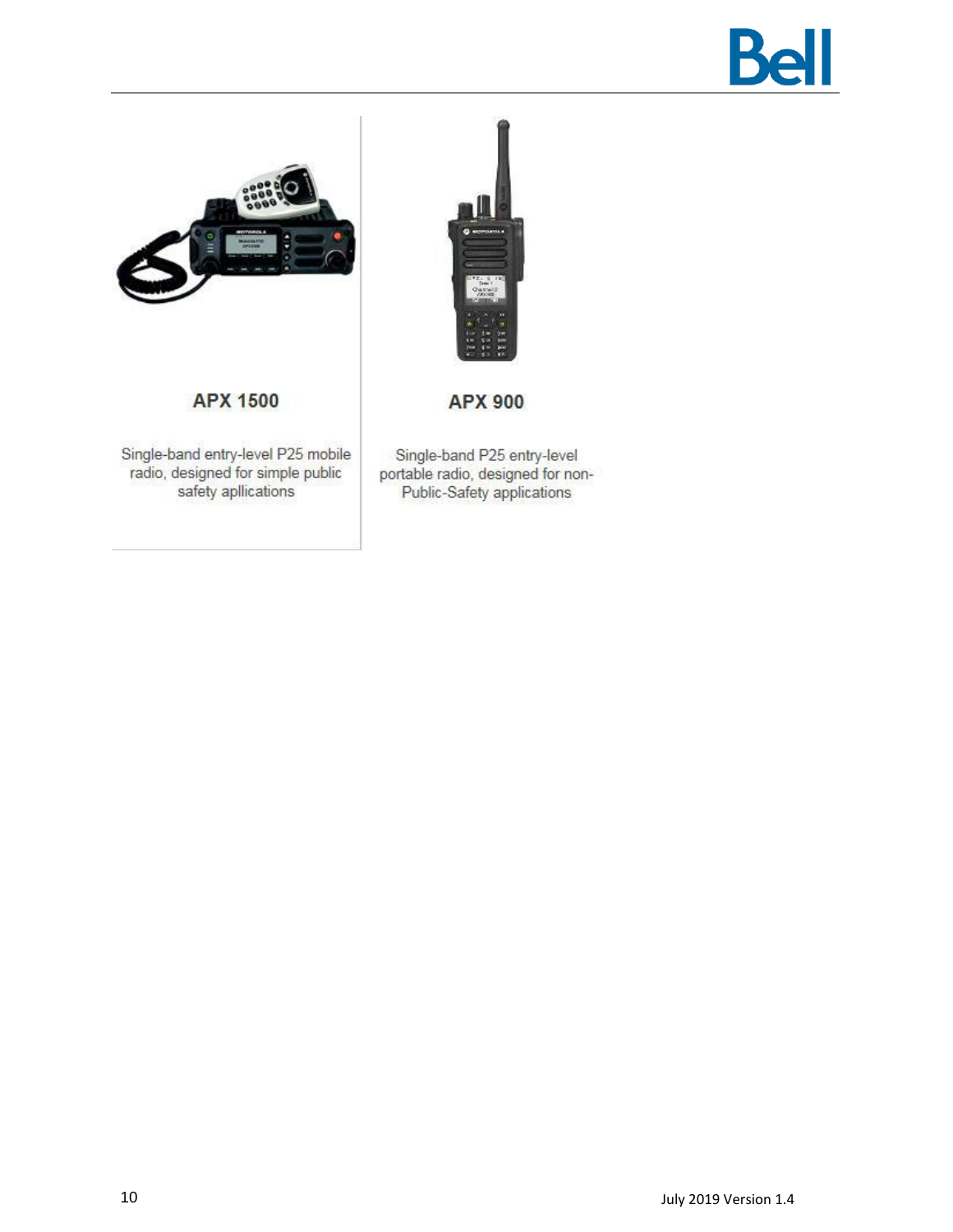**APX 1500**

Single-band entry-level P25 mobile radio, designed for simple public safety apllications

**APX 900**

Single-band P25 entry-level portable radio, designed for non-Public-Safety applications